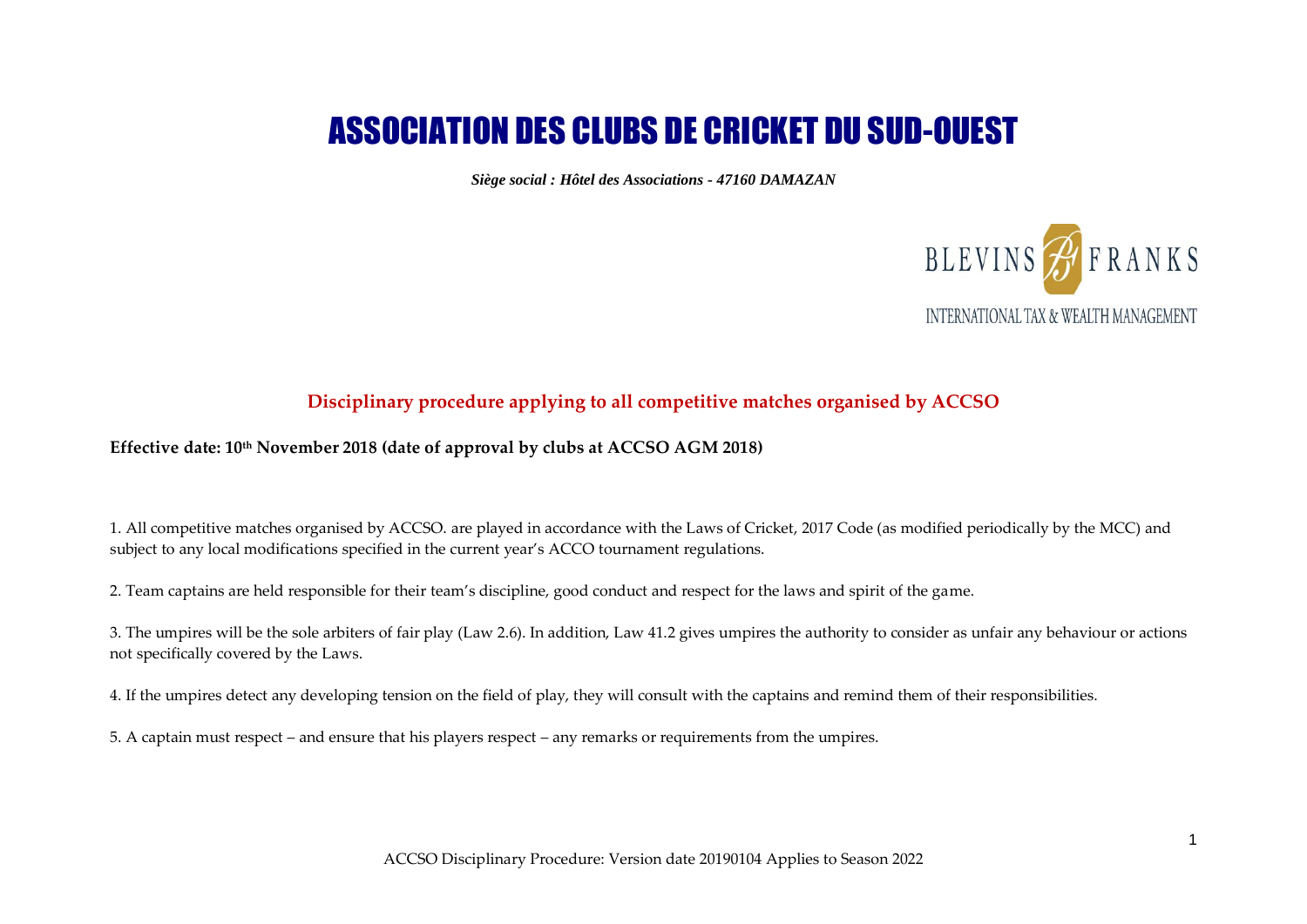# ASSOCIATION DES CLUBS DE CRICKET DU SUD-OUEST

***Siège social : Hôtel des Associations - 47160 DAMAZAN***

BLEVINS FRANKS

INTERNATIONAL TAX & WEALTH MANAGEMENT

## Disciplinary procedure applying to all competitive matches organised by ACCSO

**Effective date: 10th November 2018 (date of approval by clubs at ACCSO AGM 2018)**

1. All competitive matches organised by ACCSO. are played in accordance with the Laws of Cricket, 2017 Code (as modified periodically by the MCC) and subject to any local modifications specified in the current year's ACCO tournament regulations.

2. Team captains are held responsible for their team's discipline, good conduct and respect for the laws and spirit of the game.

3. The umpires will be the sole arbiters of fair play (Law 2.6). In addition, Law 41.2 gives umpires the authority to consider as unfair any behaviour or actions not specifically covered by the Laws.

4. If the umpires detect any developing tension on the field of play, they will consult with the captains and remind them of their responsibilities.

5. A captain must respect – and ensure that his players respect – any remarks or requirements from the umpires.

ACCSO Disciplinary Procedure: Version date 20190104 Applies to Season 2022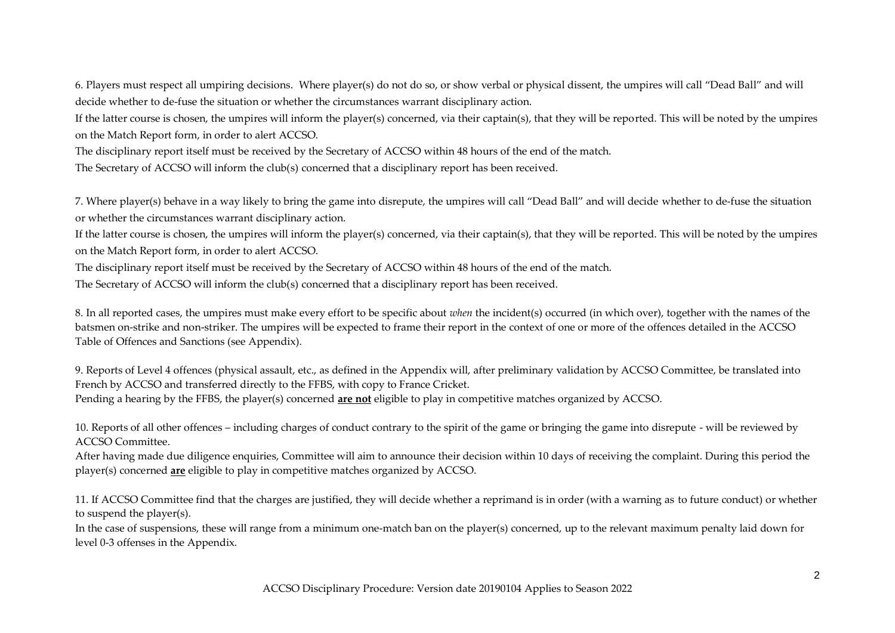6. Players must respect all umpiring decisions. Where player(s) do not do so, or show verbal or physical dissent, the umpires will call "Dead Ball" and will decide whether to de-fuse the situation or whether the circumstances warrant disciplinary action.

If the latter course is chosen, the umpires will inform the player(s) concerned, via their captain(s), that they will be reported. This will be noted by the umpires on the Match Report form, in order to alert ACCSO.

The disciplinary report itself must be received by the Secretary of ACCSO within 48 hours of the end of the match.

The Secretary of ACCSO will inform the club(s) concerned that a disciplinary report has been received.

7. Where player(s) behave in a way likely to bring the game into disrepute, the umpires will call "Dead Ball" and will decide whether to de-fuse the situation or whether the circumstances warrant disciplinary action.

If the latter course is chosen, the umpires will inform the player(s) concerned, via their captain(s), that they will be reported. This will be noted by the umpires on the Match Report form, in order to alert ACCSO.

The disciplinary report itself must be received by the Secretary of ACCSO within 48 hours of the end of the match.

The Secretary of ACCSO will inform the club(s) concerned that a disciplinary report has been received.

8. In all reported cases, the umpires must make every effort to be specific about *when* the incident(s) occurred (in which over), together with the names of the batsmen on-strike and non-striker. The umpires will be expected to frame their report in the context of one or more of the offences detailed in the ACCSO Table of Offences and Sanctions (see Appendix).

9. Reports of Level 4 offences (physical assault, etc., as defined in the Appendix will, after preliminary validation by ACCSO Committee, be translated into French by ACCSO and transferred directly to the FFBS, with copy to France Cricket.

Pending a hearing by the FFBS, the player(s) concerned **are not** eligible to play in competitive matches organized by ACCSO.

10. Reports of all other offences – including charges of conduct contrary to the spirit of the game or bringing the game into disrepute - will be reviewed by ACCSO Committee.

After having made due diligence enquiries, Committee will aim to announce their decision within 10 days of receiving the complaint. During this period the player(s) concerned **are** eligible to play in competitive matches organized by ACCSO.

11. If ACCSO Committee find that the charges are justified, they will decide whether a reprimand is in order (with a warning as to future conduct) or whether to suspend the player(s).

In the case of suspensions, these will range from a minimum one-match ban on the player(s) concerned, up to the relevant maximum penalty laid down for level 0-3 offenses in the Appendix.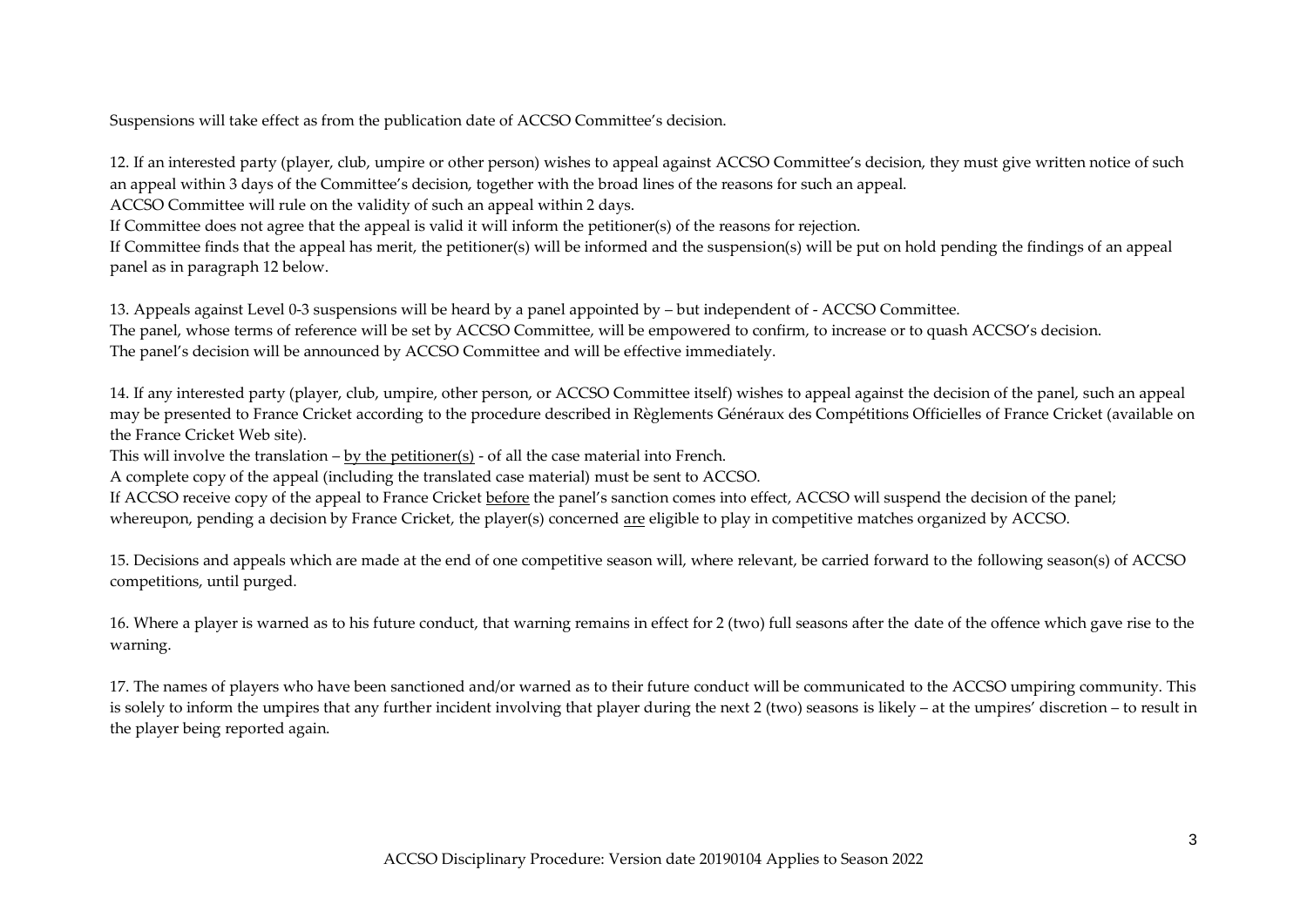Suspensions will take effect as from the publication date of ACCSO Committee's decision.

12. If an interested party (player, club, umpire or other person) wishes to appeal against ACCSO Committee's decision, they must give written notice of such an appeal within 3 days of the Committee's decision, together with the broad lines of the reasons for such an appeal.
ACCSO Committee will rule on the validity of such an appeal within 2 days.
If Committee does not agree that the appeal is valid it will inform the petitioner(s) of the reasons for rejection.
If Committee finds that the appeal has merit, the petitioner(s) will be informed and the suspension(s) will be put on hold pending the findings of an appeal panel as in paragraph 12 below.

13. Appeals against Level 0-3 suspensions will be heard by a panel appointed by – but independent of - ACCSO Committee.
The panel, whose terms of reference will be set by ACCSO Committee, will be empowered to confirm, to increase or to quash ACCSO's decision.
The panel's decision will be announced by ACCSO Committee and will be effective immediately.

14. If any interested party (player, club, umpire, other person, or ACCSO Committee itself) wishes to appeal against the decision of the panel, such an appeal may be presented to France Cricket according to the procedure described in Règlements Généraux des Compétitions Officielles of France Cricket (available on the France Cricket Web site).
This will involve the translation – <u>by the petitioner(s)</u> - of all the case material into French.
A complete copy of the appeal (including the translated case material) must be sent to ACCSO.
If ACCSO receive copy of the appeal to France Cricket <u>before</u> the panel's sanction comes into effect, ACCSO will suspend the decision of the panel; whereupon, pending a decision by France Cricket, the player(s) concerned <u>are</u> eligible to play in competitive matches organized by ACCSO.

15. Decisions and appeals which are made at the end of one competitive season will, where relevant, be carried forward to the following season(s) of ACCSO competitions, until purged.

16. Where a player is warned as to his future conduct, that warning remains in effect for 2 (two) full seasons after the date of the offence which gave rise to the warning.

17. The names of players who have been sanctioned and/or warned as to their future conduct will be communicated to the ACCSO umpiring community. This is solely to inform the umpires that any further incident involving that player during the next 2 (two) seasons is likely – at the umpires' discretion – to result in the player being reported again.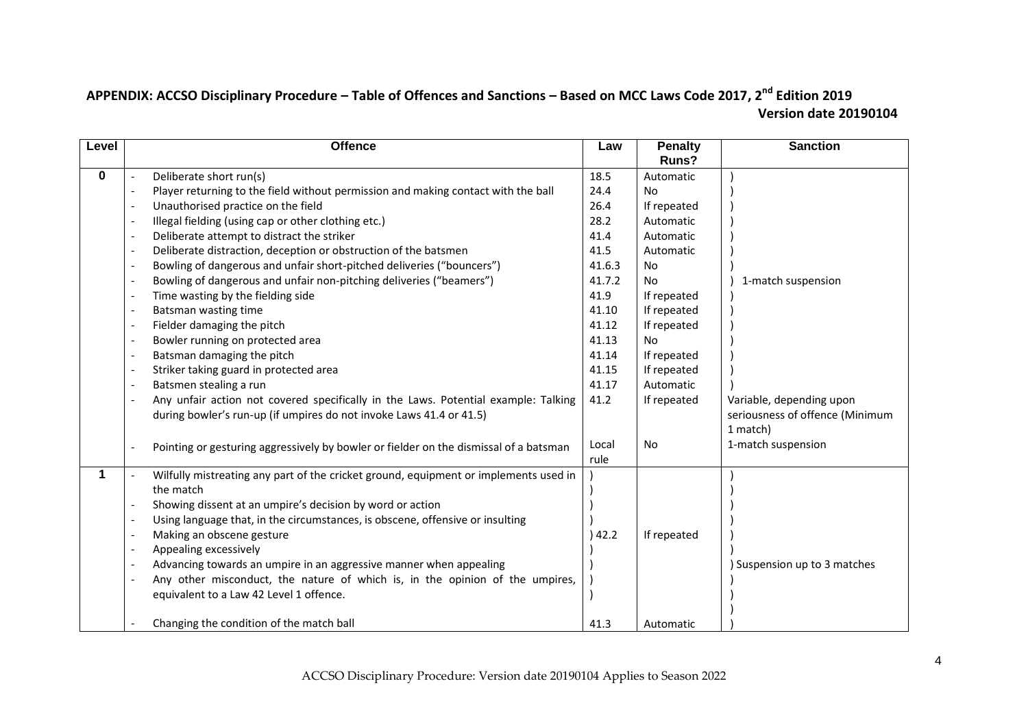## APPENDIX: ACCSO Disciplinary Procedure – Table of Offences and Sanctions – Based on MCC Laws Code 2017, 2nd Edition 2019

**Version date 20190104**

| Level | Offence | Law | Penalty Runs? | Sanction |
|---|---|---|---|---|
| **0** | - Deliberate short run(s) | 18.5 | Automatic | 1-match suspension |
| | - Player returning to the field without permission and making contact with the ball | 24.4 | No | |
| | - Unauthorised practice on the field | 26.4 | If repeated | |
| | - Illegal fielding (using cap or other clothing etc.) | 28.2 | Automatic | |
| | - Deliberate attempt to distract the striker | 41.4 | Automatic | |
| | - Deliberate distraction, deception or obstruction of the batsmen | 41.5 | Automatic | |
| | - Bowling of dangerous and unfair short-pitched deliveries ("bouncers") | 41.6.3 | No | |
| | - Bowling of dangerous and unfair non-pitching deliveries ("beamers") | 41.7.2 | No | |
| | - Time wasting by the fielding side | 41.9 | If repeated | |
| | - Batsman wasting time | 41.10 | If repeated | |
| | - Fielder damaging the pitch | 41.12 | If repeated | |
| | - Bowler running on protected area | 41.13 | No | |
| | - Batsman damaging the pitch | 41.14 | If repeated | |
| | - Striker taking guard in protected area | 41.15 | If repeated | |
| | - Batsmen stealing a run | 41.17 | Automatic | |
| | - Any unfair action not covered specifically in the Laws. Potential example: Talking during bowler's run-up (if umpires do not invoke Laws 41.4 or 41.5) | 41.2 | If repeated | Variable, depending upon seriousness of offence (Minimum 1 match) |
| | - Pointing or gesturing aggressively by bowler or fielder on the dismissal of a batsman | Local rule | No | 1-match suspension |
| **1** | - Wilfully mistreating any part of the cricket ground, equipment or implements used in the match | 42.2 | If repeated | Suspension up to 3 matches |
| | - Showing dissent at an umpire's decision by word or action | | | |
| | - Using language that, in the circumstances, is obscene, offensive or insulting | | | |
| | - Making an obscene gesture | | | |
| | - Appealing excessively | | | |
| | - Advancing towards an umpire in an aggressive manner when appealing | | | |
| | - Any other misconduct, the nature of which is, in the opinion of the umpires, equivalent to a Law 42 Level 1 offence. | | | |
| | - Changing the condition of the match ball | 41.3 | Automatic | |

ACCSO Disciplinary Procedure: Version date 20190104 Applies to Season 2022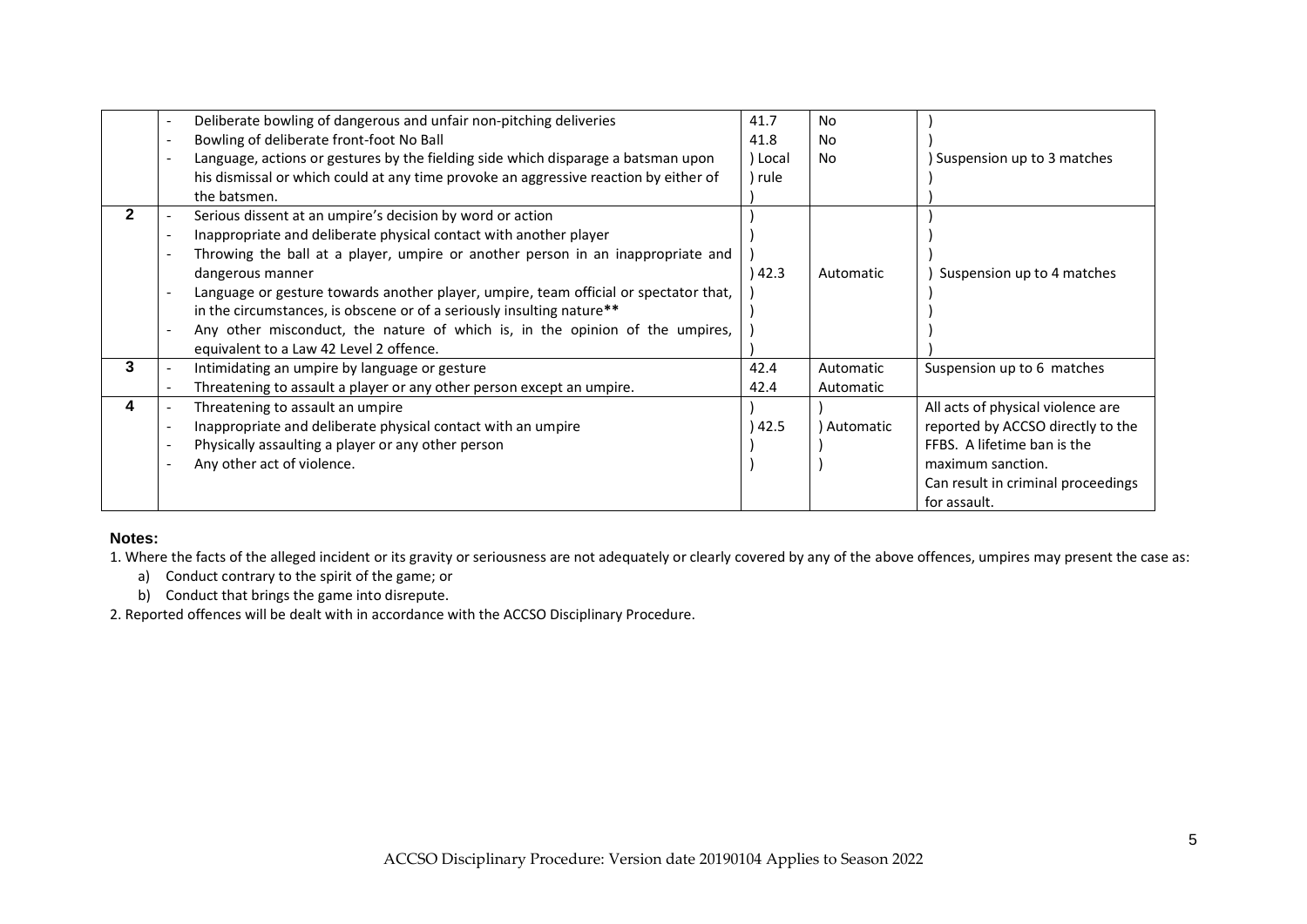| | | | | |
|---|---|---|---|---|
| | - Deliberate bowling of dangerous and unfair non-pitching deliveries<br>- Bowling of deliberate front-foot No Ball<br>- Language, actions or gestures by the fielding side which disparage a batsman upon his dismissal or which could at any time provoke an aggressive reaction by either of the batsmen. | 41.7<br>41.8<br>) Local<br>) rule | No<br>No<br>No | ) Suspension up to 3 matches |
| **2** | - Serious dissent at an umpire's decision by word or action<br>- Inappropriate and deliberate physical contact with another player<br>- Throwing the ball at a player, umpire or another person in an inappropriate and dangerous manner<br>- Language or gesture towards another player, umpire, team official or spectator that, in the circumstances, is obscene or of a seriously insulting nature**<br>- Any other misconduct, the nature of which is, in the opinion of the umpires, equivalent to a Law 42 Level 2 offence. | ) 42.3 | Automatic | ) Suspension up to 4 matches |
| **3** | - Intimidating an umpire by language or gesture<br>- Threatening to assault a player or any other person except an umpire. | 42.4<br>42.4 | Automatic<br>Automatic | Suspension up to 6 matches |
| **4** | - Threatening to assault an umpire<br>- Inappropriate and deliberate physical contact with an umpire<br>- Physically assaulting a player or any other person<br>- Any other act of violence. | ) 42.5 | ) Automatic | All acts of physical violence are reported by ACCSO directly to the FFBS. A lifetime ban is the maximum sanction. Can result in criminal proceedings for assault. |

**Notes:**

1. Where the facts of the alleged incident or its gravity or seriousness are not adequately or clearly covered by any of the above offences, umpires may present the case as:
   a) Conduct contrary to the spirit of the game; or
   b) Conduct that brings the game into disrepute.
2. Reported offences will be dealt with in accordance with the ACCSO Disciplinary Procedure.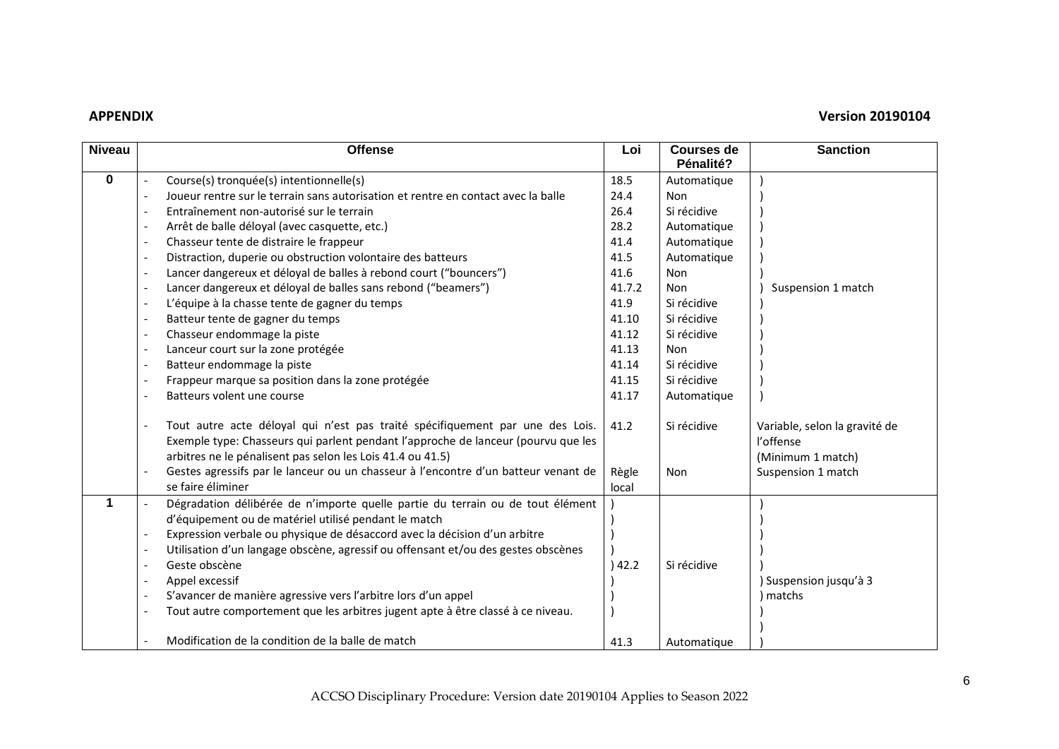**APPENDIX** **Version 20190104**

| Niveau | Offense | Loi | Courses de Pénalité? | Sanction |
|---|---|---|---|---|
| 0 | - Course(s) tronquée(s) intentionnelle(s) | 18.5 | Automatique | ) |
| | - Joueur rentre sur le terrain sans autorisation et rentre en contact avec la balle | 24.4 | Non | ) |
| | - Entraînement non-autorisé sur le terrain | 26.4 | Si récidive | ) |
| | - Arrêt de balle déloyal (avec casquette, etc.) | 28.2 | Automatique | ) |
| | - Chasseur tente de distraire le frappeur | 41.4 | Automatique | ) |
| | - Distraction, duperie ou obstruction volontaire des batteurs | 41.5 | Automatique | ) |
| | - Lancer dangereux et déloyal de balles à rebond court ("bouncers") | 41.6 | Non | ) |
| | - Lancer dangereux et déloyal de balles sans rebond ("beamers") | 41.7.2 | Non | ) Suspension 1 match |
| | - L'équipe à la chasse tente de gagner du temps | 41.9 | Si récidive | ) |
| | - Batteur tente de gagner du temps | 41.10 | Si récidive | ) |
| | - Chasseur endommage la piste | 41.12 | Si récidive | ) |
| | - Lanceur court sur la zone protégée | 41.13 | Non | ) |
| | - Batteur endommage la piste | 41.14 | Si récidive | ) |
| | - Frappeur marque sa position dans la zone protégée | 41.15 | Si récidive | ) |
| | - Batteurs volent une course | 41.17 | Automatique | ) |
| | - Tout autre acte déloyal qui n'est pas traité spécifiquement par une des Lois. Exemple type: Chasseurs qui parlent pendant l'approche de lanceur (pourvu que les arbitres ne le pénalisent pas selon les Lois 41.4 ou 41.5) | 41.2 | Si récidive | Variable, selon la gravité de l'offense (Minimum 1 match) |
| | - Gestes agressifs par le lanceur ou un chasseur à l'encontre d'un batteur venant de se faire éliminer | Règle local | Non | Suspension 1 match |
| 1 | - Dégradation délibérée de n'importe quelle partie du terrain ou de tout élément d'équipement ou de matériel utilisé pendant le match | ) | | ) |
| | - Expression verbale ou physique de désaccord avec la décision d'un arbitre | ) | | ) |
| | - Utilisation d'un langage obscène, agressif ou offensant et/ou des gestes obscènes | ) | | ) |
| | - Geste obscène | ) 42.2 | Si récidive | ) |
| | - Appel excessif | ) | | ) Suspension jusqu'à 3 |
| | - S'avancer de manière agressive vers l'arbitre lors d'un appel | ) | | ) matchs |
| | - Tout autre comportement que les arbitres jugent apte à être classé à ce niveau. | ) | | ) |
| | - Modification de la condition de la balle de match | 41.3 | Automatique | ) |

ACCSO Disciplinary Procedure: Version date 20190104 Applies to Season 2022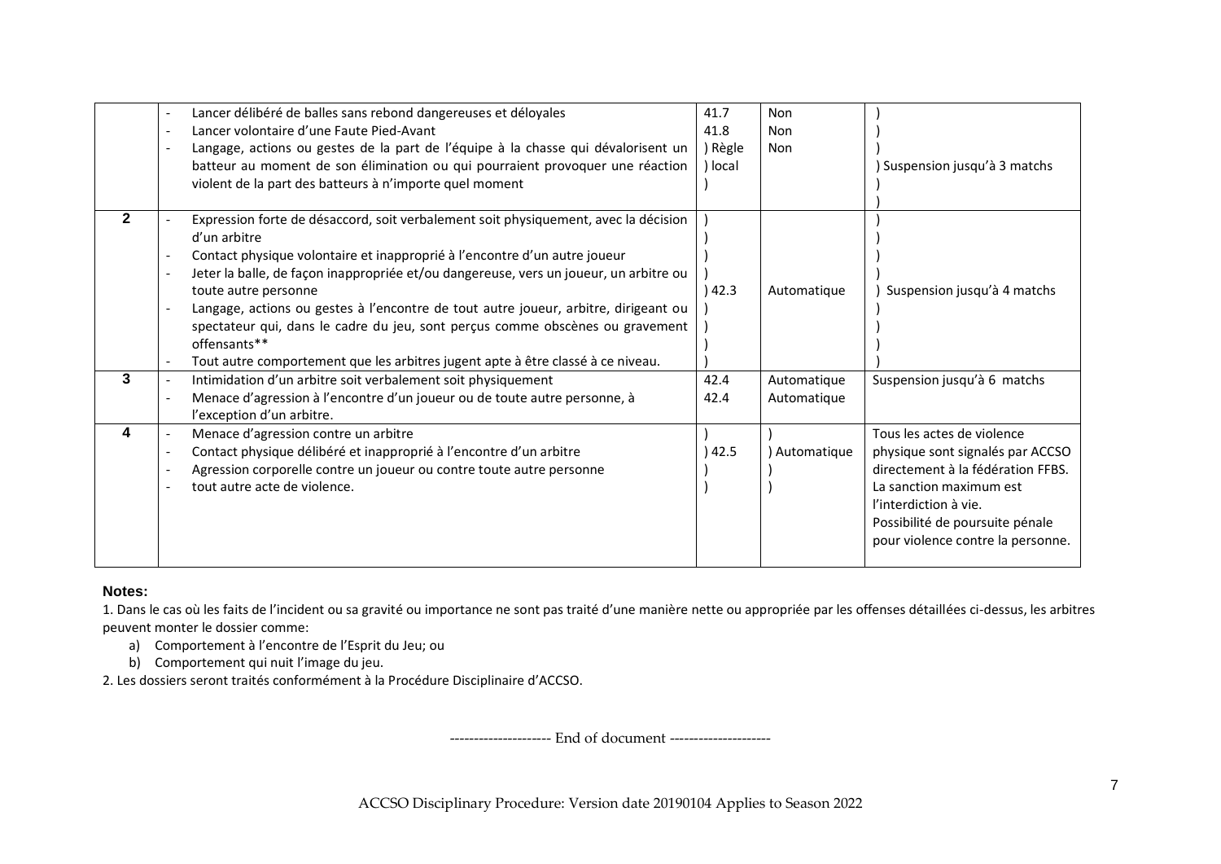| | | | | |
|---|---|---|---|---|
| | - Lancer délibéré de balles sans rebond dangereuses et déloyales<br>- Lancer volontaire d'une Faute Pied-Avant<br>- Langage, actions ou gestes de la part de l'équipe à la chasse qui dévalorisent un batteur au moment de son élimination ou qui pourraient provoquer une réaction violent de la part des batteurs à n'importe quel moment | 41.7<br>41.8<br>) Règle<br>) local<br>) | Non<br>Non<br>Non | )<br>)<br>)<br>) Suspension jusqu'à 3 matchs<br>)<br>) |
| **2** | - Expression forte de désaccord, soit verbalement soit physiquement, avec la décision d'un arbitre<br>- Contact physique volontaire et inapproprié à l'encontre d'un autre joueur<br>- Jeter la balle, de façon inappropriée et/ou dangereuse, vers un joueur, un arbitre ou toute autre personne<br>- Langage, actions ou gestes à l'encontre de tout autre joueur, arbitre, dirigeant ou spectateur qui, dans le cadre du jeu, sont perçus comme obscènes ou gravement offensants**<br>- Tout autre comportement que les arbitres jugent apte à être classé à ce niveau. | )<br>)<br>)<br>)<br>) 42.3<br>)<br>)<br>)<br>) | Automatique | )<br>)<br>)<br>)<br>) Suspension jusqu'à 4 matchs<br>)<br>)<br>)<br>) |
| **3** | - Intimidation d'un arbitre soit verbalement soit physiquement<br>- Menace d'agression à l'encontre d'un joueur ou de toute autre personne, à l'exception d'un arbitre. | 42.4<br>42.4 | Automatique<br>Automatique | Suspension jusqu'à 6 matchs |
| **4** | - Menace d'agression contre un arbitre<br>- Contact physique délibéré et inapproprié à l'encontre d'un arbitre<br>- Agression corporelle contre un joueur ou contre toute autre personne<br>- tout autre acte de violence. | )<br>) 42.5<br>)<br>) | )<br>) Automatique<br>)<br>) | Tous les actes de violence physique sont signalés par ACCSO directement à la fédération FFBS. La sanction maximum est l'interdiction à vie.<br>Possibilité de poursuite pénale pour violence contre la personne. |

**Notes:**

1. Dans le cas où les faits de l'incident ou sa gravité ou importance ne sont pas traité d'une manière nette ou appropriée par les offenses détaillées ci-dessus, les arbitres peuvent monter le dossier comme:
   a) Comportement à l'encontre de l'Esprit du Jeu; ou
   b) Comportement qui nuit l'image du jeu.
2. Les dossiers seront traités conformément à la Procédure Disciplinaire d'ACCSO.

-------------------- End of document --------------------

ACCSO Disciplinary Procedure: Version date 20190104 Applies to Season 2022